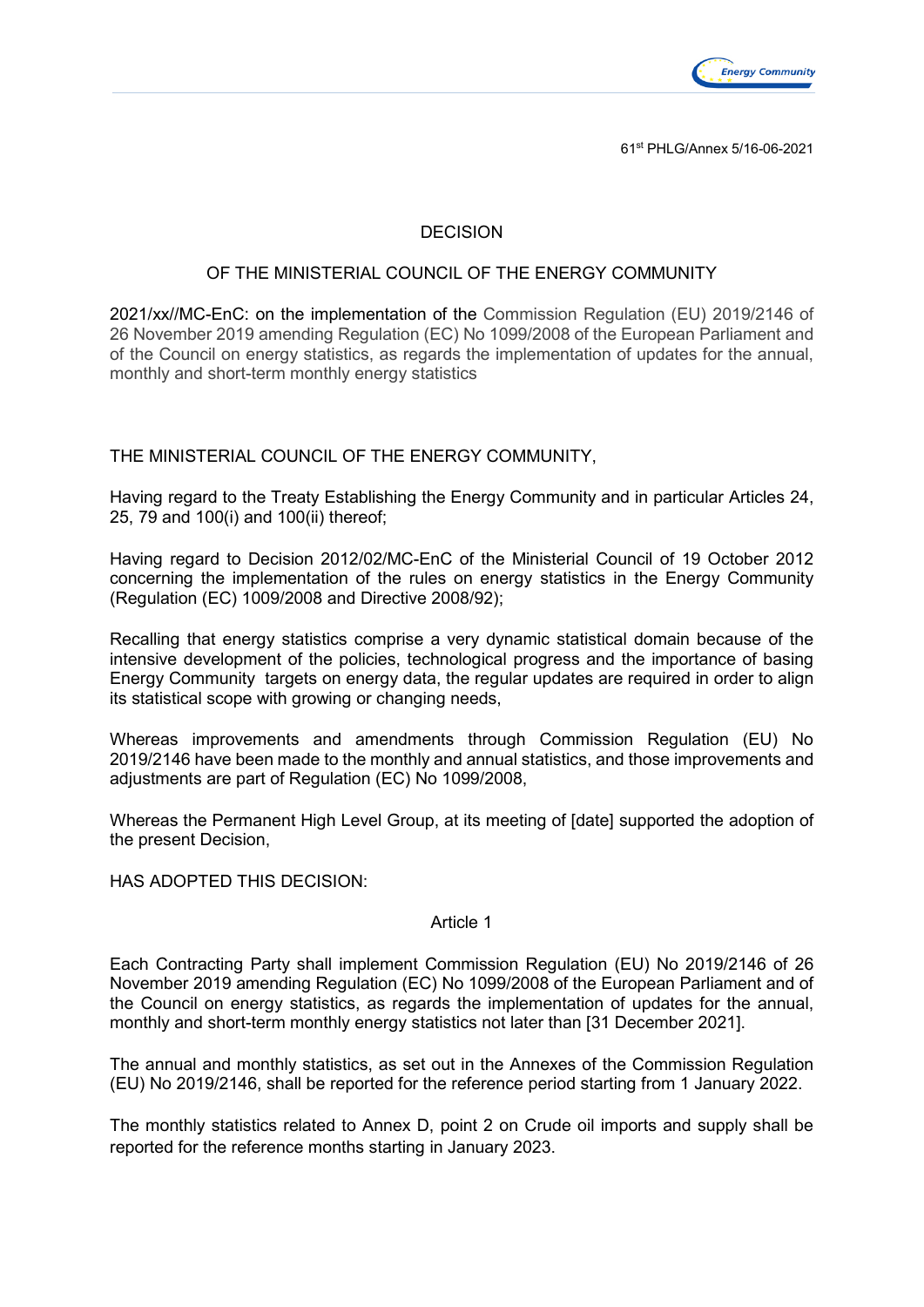61st PHLG/Annex 5/16-06-2021

# DECISION

## OF THE MINISTERIAL COUNCIL OF THE ENERGY COMMUNITY

2021/xx//MC-EnC: on the implementation of the Commission Regulation (EU) 2019/2146 of 26 November 2019 amending Regulation (EC) No 1099/2008 of the European Parliament and of the Council on energy statistics, as regards the implementation of updates for the annual, monthly and short-term monthly energy statistics

THE MINISTERIAL COUNCIL OF THE ENERGY COMMUNITY,

Having regard to the Treaty Establishing the Energy Community and in particular Articles 24, 25, 79 and 100(i) and 100(ii) thereof;

Having regard to Decision 2012/02/MC-EnC of the Ministerial Council of 19 October 2012 concerning the implementation of the rules on energy statistics in the Energy Community (Regulation (EC) 1009/2008 and Directive 2008/92);

Recalling that energy statistics comprise a very dynamic statistical domain because of the intensive development of the policies, technological progress and the importance of basing Energy Community targets on energy data, the regular updates are required in order to align its statistical scope with growing or changing needs,

Whereas improvements and amendments through Commission Regulation (EU) No 2019/2146 have been made to the monthly and annual statistics, and those improvements and adjustments are part of Regulation (EC) No 1099/2008,

Whereas the Permanent High Level Group, at its meeting of [date] supported the adoption of the present Decision,

HAS ADOPTED THIS DECISION:

### Article 1

Each Contracting Party shall implement Commission Regulation (EU) No 2019/2146 of 26 November 2019 amending Regulation (EC) No 1099/2008 of the European Parliament and of the Council on energy statistics, as regards the implementation of updates for the annual, monthly and short-term monthly energy statistics not later than [31 December 2021].

The annual and monthly statistics, as set out in the Annexes of the Commission Regulation (EU) No 2019/2146, shall be reported for the reference period starting from 1 January 2022.

The monthly statistics related to Annex D, point 2 on Crude oil imports and supply shall be reported for the reference months starting in January 2023.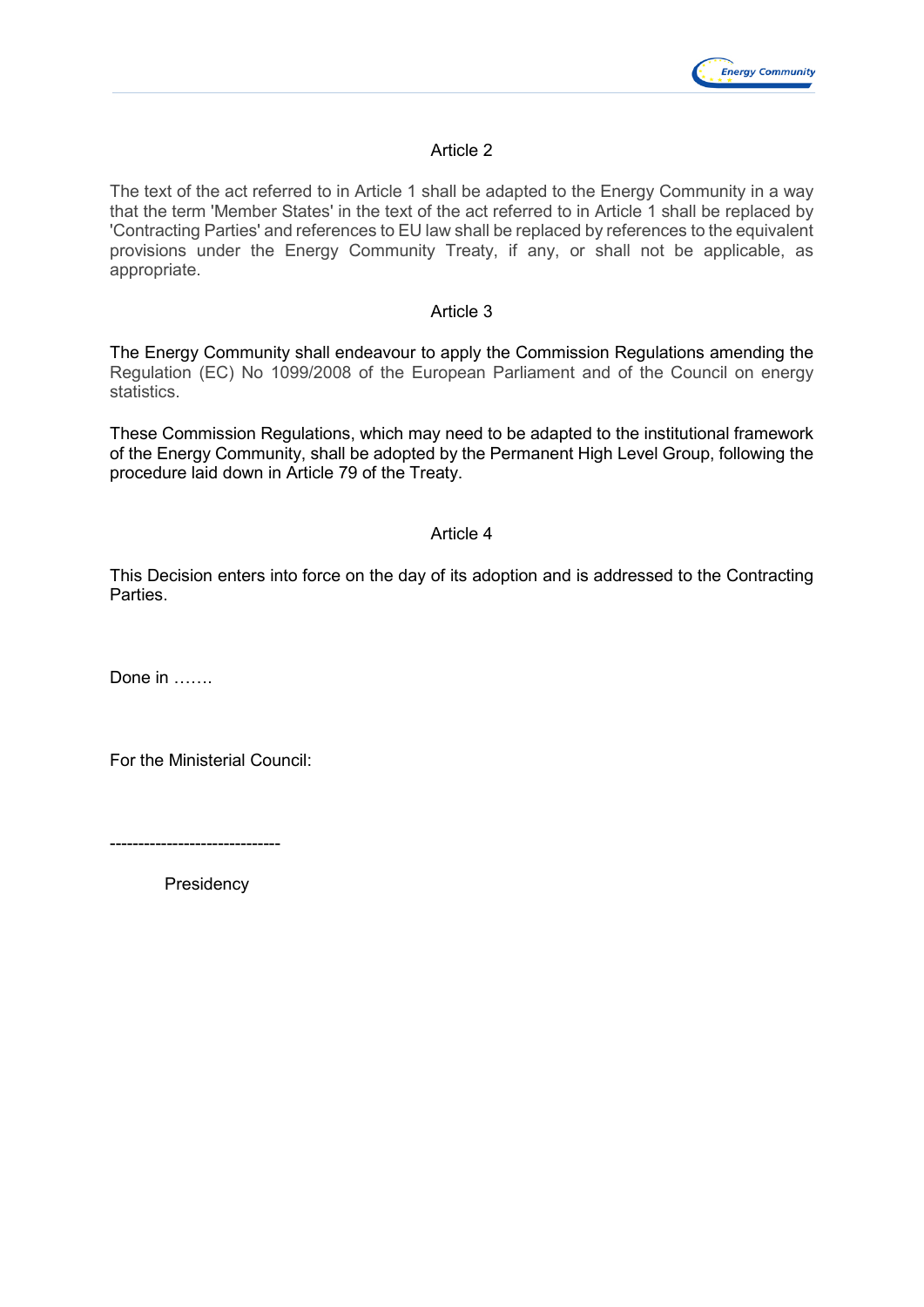Article 2

The text of the act referred to in Article 1 shall be adapted to the Energy Community in a way that the term 'Member States' in the text of the act referred to in Article 1 shall be replaced by 'Contracting Parties' and references to EU law shall be replaced by references to the equivalent provisions under the Energy Community Treaty, if any, or shall not be applicable, as appropriate.

Article 3

The Energy Community shall endeavour to apply the Commission Regulations amending the Regulation (EC) No 1099/2008 of the European Parliament and of the Council on energy statistics.

These Commission Regulations, which may need to be adapted to the institutional framework of the Energy Community, shall be adopted by the Permanent High Level Group, following the procedure laid down in Article 79 of the Treaty.

Article 4

This Decision enters into force on the day of its adoption and is addressed to the Contracting Parties.

Done in …….

For the Ministerial Council:

------------------------------

Presidency